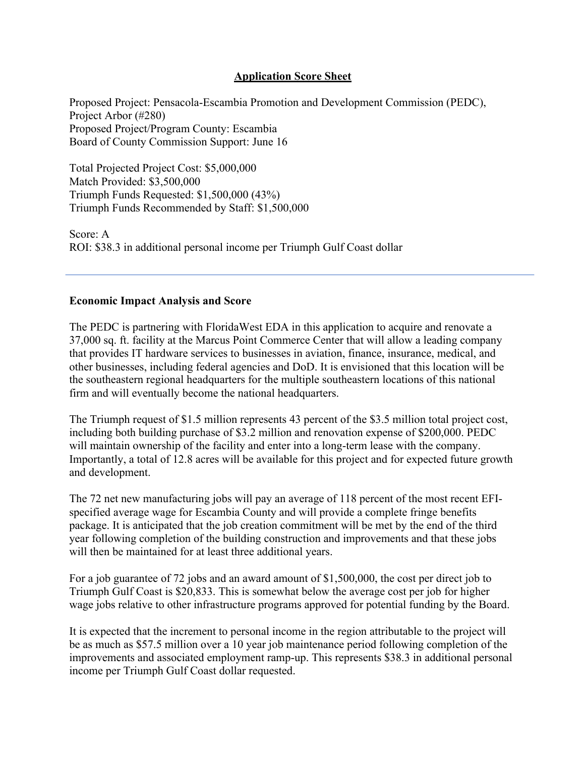# Application Score Sheet

Proposed Project: Pensacola-Escambia Promotion and Development Commission (PEDC), Project Arbor (#280)
Proposed Project/Program County: Escambia
Board of County Commission Support: June 16

Total Projected Project Cost: $5,000,000
Match Provided: $3,500,000
Triumph Funds Requested: $1,500,000 (43%)
Triumph Funds Recommended by Staff: $1,500,000

Score: A
ROI: $38.3 in additional personal income per Triumph Gulf Coast dollar

---

**Economic Impact Analysis and Score**

The PEDC is partnering with FloridaWest EDA in this application to acquire and renovate a 37,000 sq. ft. facility at the Marcus Point Commerce Center that will allow a leading company that provides IT hardware services to businesses in aviation, finance, insurance, medical, and other businesses, including federal agencies and DoD. It is envisioned that this location will be the southeastern regional headquarters for the multiple southeastern locations of this national firm and will eventually become the national headquarters.

The Triumph request of $1.5 million represents 43 percent of the $3.5 million total project cost, including both building purchase of $3.2 million and renovation expense of $200,000. PEDC will maintain ownership of the facility and enter into a long-term lease with the company. Importantly, a total of 12.8 acres will be available for this project and for expected future growth and development.

The 72 net new manufacturing jobs will pay an average of 118 percent of the most recent EFI-specified average wage for Escambia County and will provide a complete fringe benefits package. It is anticipated that the job creation commitment will be met by the end of the third year following completion of the building construction and improvements and that these jobs will then be maintained for at least three additional years.

For a job guarantee of 72 jobs and an award amount of $1,500,000, the cost per direct job to Triumph Gulf Coast is $20,833. This is somewhat below the average cost per job for higher wage jobs relative to other infrastructure programs approved for potential funding by the Board.

It is expected that the increment to personal income in the region attributable to the project will be as much as $57.5 million over a 10 year job maintenance period following completion of the improvements and associated employment ramp-up. This represents $38.3 in additional personal income per Triumph Gulf Coast dollar requested.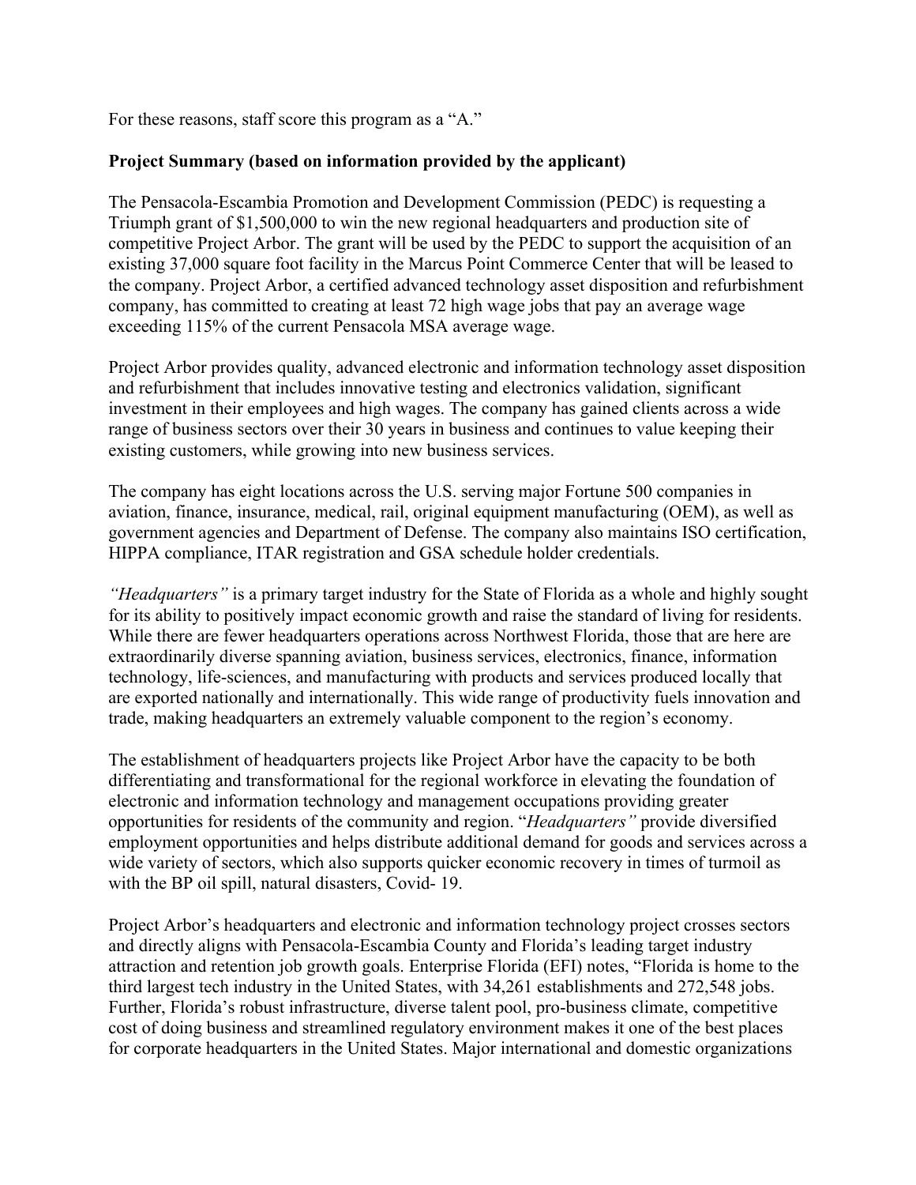For these reasons, staff score this program as a "A."

**Project Summary (based on information provided by the applicant)**

The Pensacola-Escambia Promotion and Development Commission (PEDC) is requesting a Triumph grant of $1,500,000 to win the new regional headquarters and production site of competitive Project Arbor. The grant will be used by the PEDC to support the acquisition of an existing 37,000 square foot facility in the Marcus Point Commerce Center that will be leased to the company. Project Arbor, a certified advanced technology asset disposition and refurbishment company, has committed to creating at least 72 high wage jobs that pay an average wage exceeding 115% of the current Pensacola MSA average wage.

Project Arbor provides quality, advanced electronic and information technology asset disposition and refurbishment that includes innovative testing and electronics validation, significant investment in their employees and high wages. The company has gained clients across a wide range of business sectors over their 30 years in business and continues to value keeping their existing customers, while growing into new business services.

The company has eight locations across the U.S. serving major Fortune 500 companies in aviation, finance, insurance, medical, rail, original equipment manufacturing (OEM), as well as government agencies and Department of Defense. The company also maintains ISO certification, HIPPA compliance, ITAR registration and GSA schedule holder credentials.

*"Headquarters"* is a primary target industry for the State of Florida as a whole and highly sought for its ability to positively impact economic growth and raise the standard of living for residents. While there are fewer headquarters operations across Northwest Florida, those that are here are extraordinarily diverse spanning aviation, business services, electronics, finance, information technology, life-sciences, and manufacturing with products and services produced locally that are exported nationally and internationally. This wide range of productivity fuels innovation and trade, making headquarters an extremely valuable component to the region's economy.

The establishment of headquarters projects like Project Arbor have the capacity to be both differentiating and transformational for the regional workforce in elevating the foundation of electronic and information technology and management occupations providing greater opportunities for residents of the community and region. "*Headquarters"* provide diversified employment opportunities and helps distribute additional demand for goods and services across a wide variety of sectors, which also supports quicker economic recovery in times of turmoil as with the BP oil spill, natural disasters, Covid- 19.

Project Arbor's headquarters and electronic and information technology project crosses sectors and directly aligns with Pensacola-Escambia County and Florida's leading target industry attraction and retention job growth goals. Enterprise Florida (EFI) notes, "Florida is home to the third largest tech industry in the United States, with 34,261 establishments and 272,548 jobs. Further, Florida's robust infrastructure, diverse talent pool, pro-business climate, competitive cost of doing business and streamlined regulatory environment makes it one of the best places for corporate headquarters in the United States. Major international and domestic organizations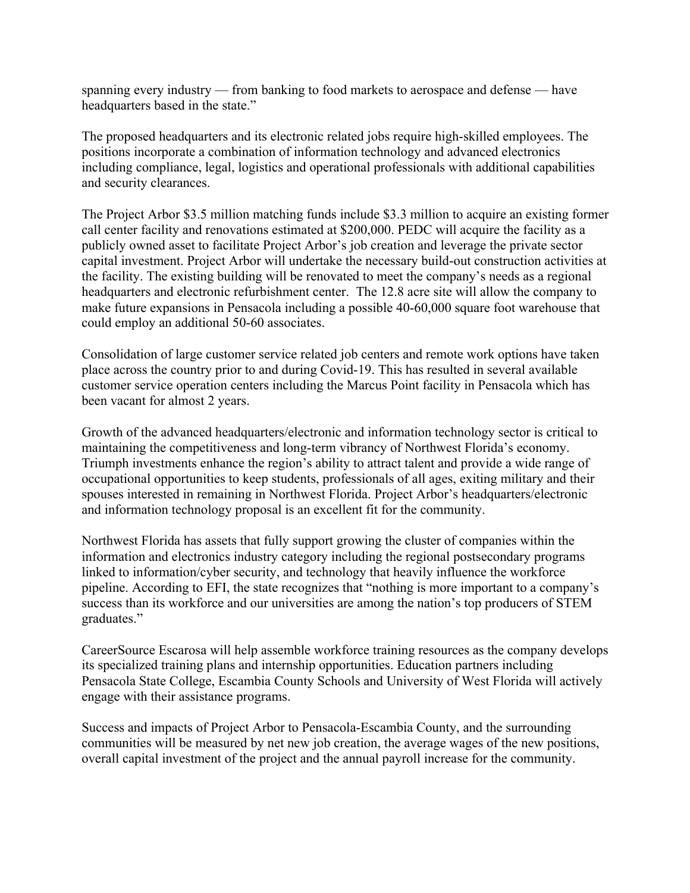spanning every industry — from banking to food markets to aerospace and defense — have headquarters based in the state."

The proposed headquarters and its electronic related jobs require high-skilled employees. The positions incorporate a combination of information technology and advanced electronics including compliance, legal, logistics and operational professionals with additional capabilities and security clearances.

The Project Arbor $3.5 million matching funds include $3.3 million to acquire an existing former call center facility and renovations estimated at $200,000. PEDC will acquire the facility as a publicly owned asset to facilitate Project Arbor's job creation and leverage the private sector capital investment. Project Arbor will undertake the necessary build-out construction activities at the facility. The existing building will be renovated to meet the company's needs as a regional headquarters and electronic refurbishment center. The 12.8 acre site will allow the company to make future expansions in Pensacola including a possible 40-60,000 square foot warehouse that could employ an additional 50-60 associates.

Consolidation of large customer service related job centers and remote work options have taken place across the country prior to and during Covid-19. This has resulted in several available customer service operation centers including the Marcus Point facility in Pensacola which has been vacant for almost 2 years.

Growth of the advanced headquarters/electronic and information technology sector is critical to maintaining the competitiveness and long-term vibrancy of Northwest Florida's economy. Triumph investments enhance the region's ability to attract talent and provide a wide range of occupational opportunities to keep students, professionals of all ages, exiting military and their spouses interested in remaining in Northwest Florida. Project Arbor's headquarters/electronic and information technology proposal is an excellent fit for the community.

Northwest Florida has assets that fully support growing the cluster of companies within the information and electronics industry category including the regional postsecondary programs linked to information/cyber security, and technology that heavily influence the workforce pipeline. According to EFI, the state recognizes that "nothing is more important to a company's success than its workforce and our universities are among the nation's top producers of STEM graduates."

CareerSource Escarosa will help assemble workforce training resources as the company develops its specialized training plans and internship opportunities. Education partners including Pensacola State College, Escambia County Schools and University of West Florida will actively engage with their assistance programs.

Success and impacts of Project Arbor to Pensacola-Escambia County, and the surrounding communities will be measured by net new job creation, the average wages of the new positions, overall capital investment of the project and the annual payroll increase for the community.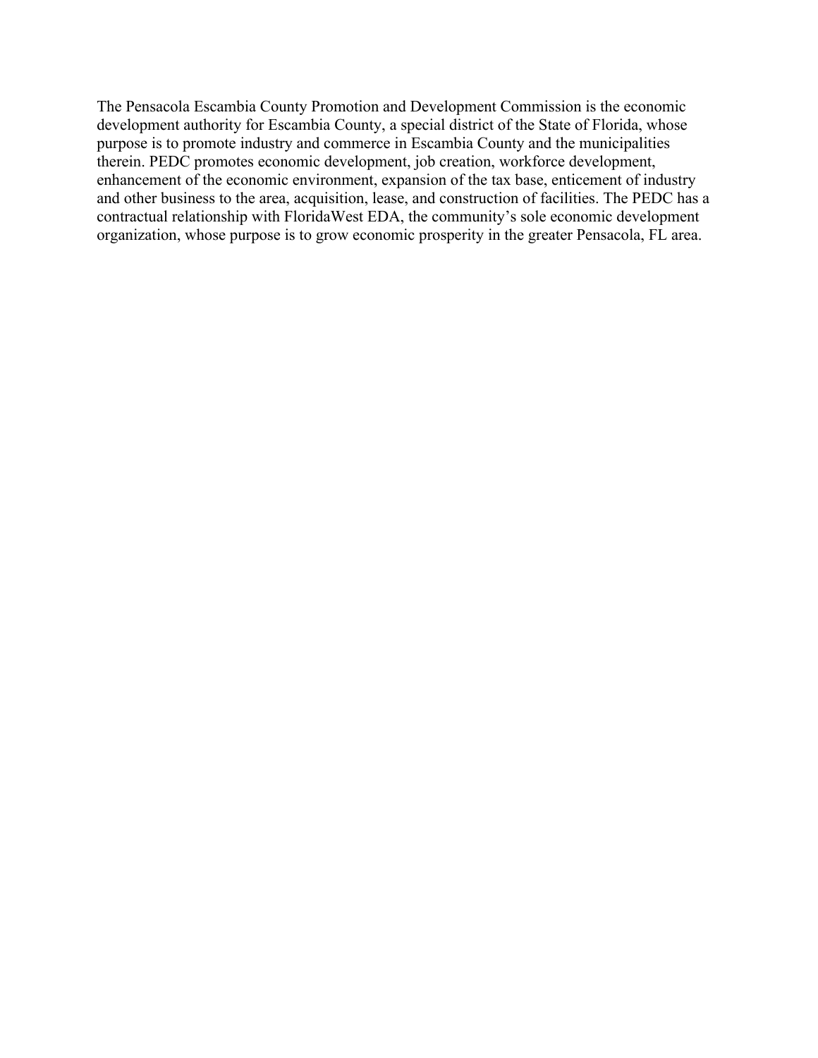The Pensacola Escambia County Promotion and Development Commission is the economic development authority for Escambia County, a special district of the State of Florida, whose purpose is to promote industry and commerce in Escambia County and the municipalities therein. PEDC promotes economic development, job creation, workforce development, enhancement of the economic environment, expansion of the tax base, enticement of industry and other business to the area, acquisition, lease, and construction of facilities. The PEDC has a contractual relationship with FloridaWest EDA, the community's sole economic development organization, whose purpose is to grow economic prosperity in the greater Pensacola, FL area.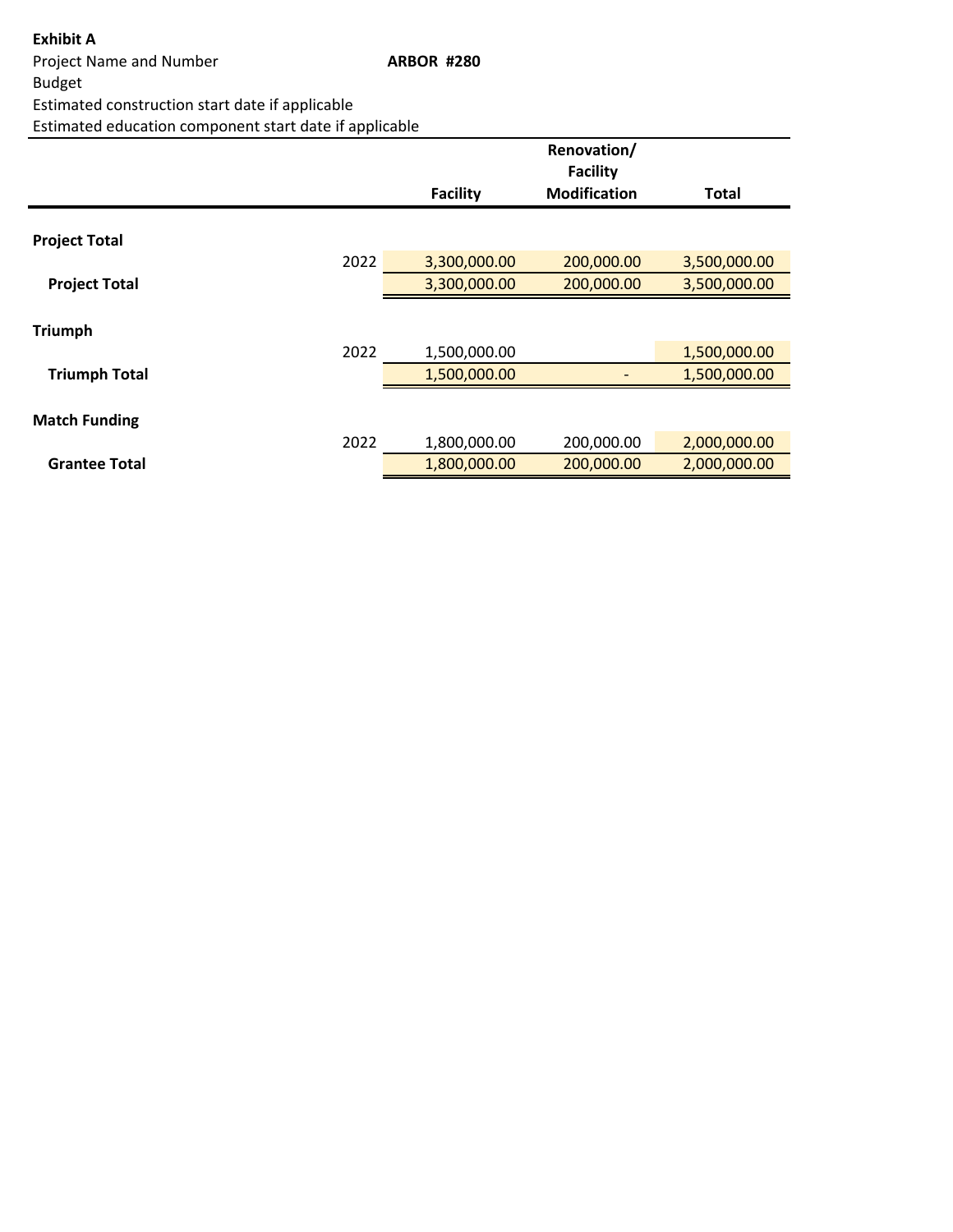**Exhibit A**

Project Name and Number **ARBOR #280**

Budget

Estimated construction start date if applicable

Estimated education component start date if applicable

| | | Facility | Renovation/ Facility Modification | Total |
|---|---|---|---|---|
| **Project Total** | | | | |
| | 2022 | 3,300,000.00 | 200,000.00 | 3,500,000.00 |
| **Project Total** | | 3,300,000.00 | 200,000.00 | 3,500,000.00 |
| **Triumph** | | | | |
| | 2022 | 1,500,000.00 | | 1,500,000.00 |
| **Triumph Total** | | 1,500,000.00 | - | 1,500,000.00 |
| **Match Funding** | | | | |
| | 2022 | 1,800,000.00 | 200,000.00 | 2,000,000.00 |
| **Grantee Total** | | 1,800,000.00 | 200,000.00 | 2,000,000.00 |